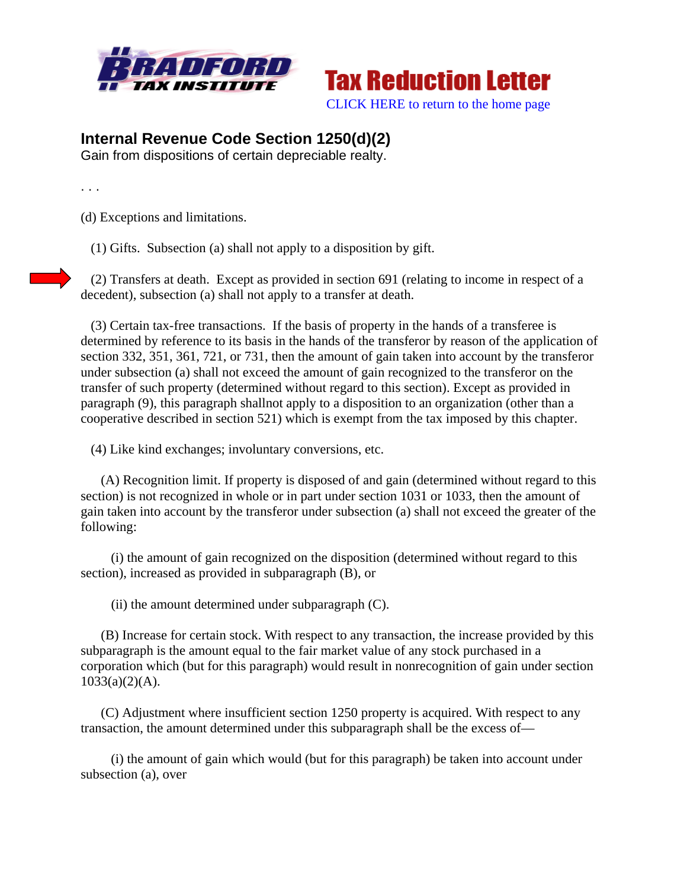Tax Reduction Letter

CLICK HERE to return to the home page

## Internal Revenue Code Section 1250(d)(2)

Gain from dispositions of certain depreciable realty.

. . .

(d) Exceptions and limitations.

(1) Gifts. Subsection (a) shall not apply to a disposition by gift.

(2) Transfers at death. Except as provided in section 691 (relating to income in respect of a decedent), subsection (a) shall not apply to a transfer at death.

(3) Certain tax-free transactions. If the basis of property in the hands of a transferee is determined by reference to its basis in the hands of the transferor by reason of the application of section 332, 351, 361, 721, or 731, then the amount of gain taken into account by the transferor under subsection (a) shall not exceed the amount of gain recognized to the transferor on the transfer of such property (determined without regard to this section). Except as provided in paragraph (9), this paragraph shallnot apply to a disposition to an organization (other than a cooperative described in section 521) which is exempt from the tax imposed by this chapter.

(4) Like kind exchanges; involuntary conversions, etc.

(A) Recognition limit. If property is disposed of and gain (determined without regard to this section) is not recognized in whole or in part under section 1031 or 1033, then the amount of gain taken into account by the transferor under subsection (a) shall not exceed the greater of the following:

(i) the amount of gain recognized on the disposition (determined without regard to this section), increased as provided in subparagraph (B), or

(ii) the amount determined under subparagraph (C).

(B) Increase for certain stock. With respect to any transaction, the increase provided by this subparagraph is the amount equal to the fair market value of any stock purchased in a corporation which (but for this paragraph) would result in nonrecognition of gain under section 1033(a)(2)(A).

(C) Adjustment where insufficient section 1250 property is acquired. With respect to any transaction, the amount determined under this subparagraph shall be the excess of—

(i) the amount of gain which would (but for this paragraph) be taken into account under subsection (a), over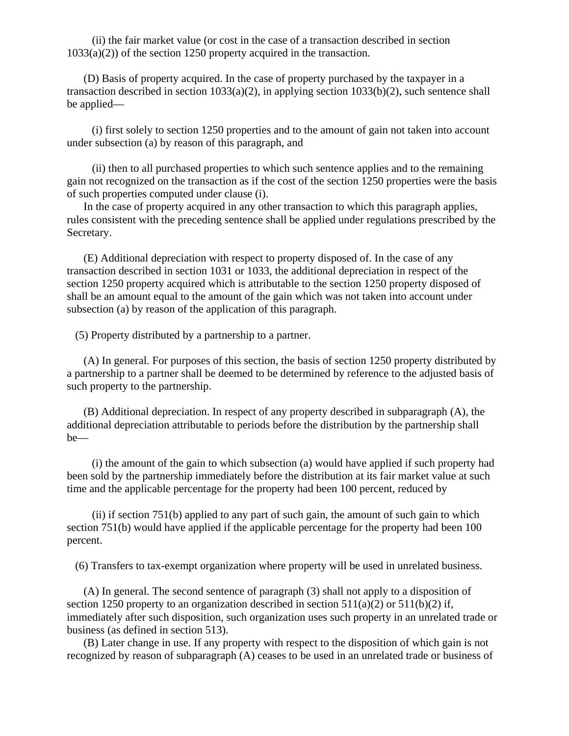(ii) the fair market value (or cost in the case of a transaction described in section 1033(a)(2)) of the section 1250 property acquired in the transaction.

(D) Basis of property acquired. In the case of property purchased by the taxpayer in a transaction described in section 1033(a)(2), in applying section 1033(b)(2), such sentence shall be applied—

(i) first solely to section 1250 properties and to the amount of gain not taken into account under subsection (a) by reason of this paragraph, and

(ii) then to all purchased properties to which such sentence applies and to the remaining gain not recognized on the transaction as if the cost of the section 1250 properties were the basis of such properties computed under clause (i).

In the case of property acquired in any other transaction to which this paragraph applies, rules consistent with the preceding sentence shall be applied under regulations prescribed by the Secretary.

(E) Additional depreciation with respect to property disposed of. In the case of any transaction described in section 1031 or 1033, the additional depreciation in respect of the section 1250 property acquired which is attributable to the section 1250 property disposed of shall be an amount equal to the amount of the gain which was not taken into account under subsection (a) by reason of the application of this paragraph.

(5) Property distributed by a partnership to a partner.

(A) In general. For purposes of this section, the basis of section 1250 property distributed by a partnership to a partner shall be deemed to be determined by reference to the adjusted basis of such property to the partnership.

(B) Additional depreciation. In respect of any property described in subparagraph (A), the additional depreciation attributable to periods before the distribution by the partnership shall be—

(i) the amount of the gain to which subsection (a) would have applied if such property had been sold by the partnership immediately before the distribution at its fair market value at such time and the applicable percentage for the property had been 100 percent, reduced by

(ii) if section 751(b) applied to any part of such gain, the amount of such gain to which section 751(b) would have applied if the applicable percentage for the property had been 100 percent.

(6) Transfers to tax-exempt organization where property will be used in unrelated business.

(A) In general. The second sentence of paragraph (3) shall not apply to a disposition of section 1250 property to an organization described in section 511(a)(2) or 511(b)(2) if, immediately after such disposition, such organization uses such property in an unrelated trade or business (as defined in section 513).

(B) Later change in use. If any property with respect to the disposition of which gain is not recognized by reason of subparagraph (A) ceases to be used in an unrelated trade or business of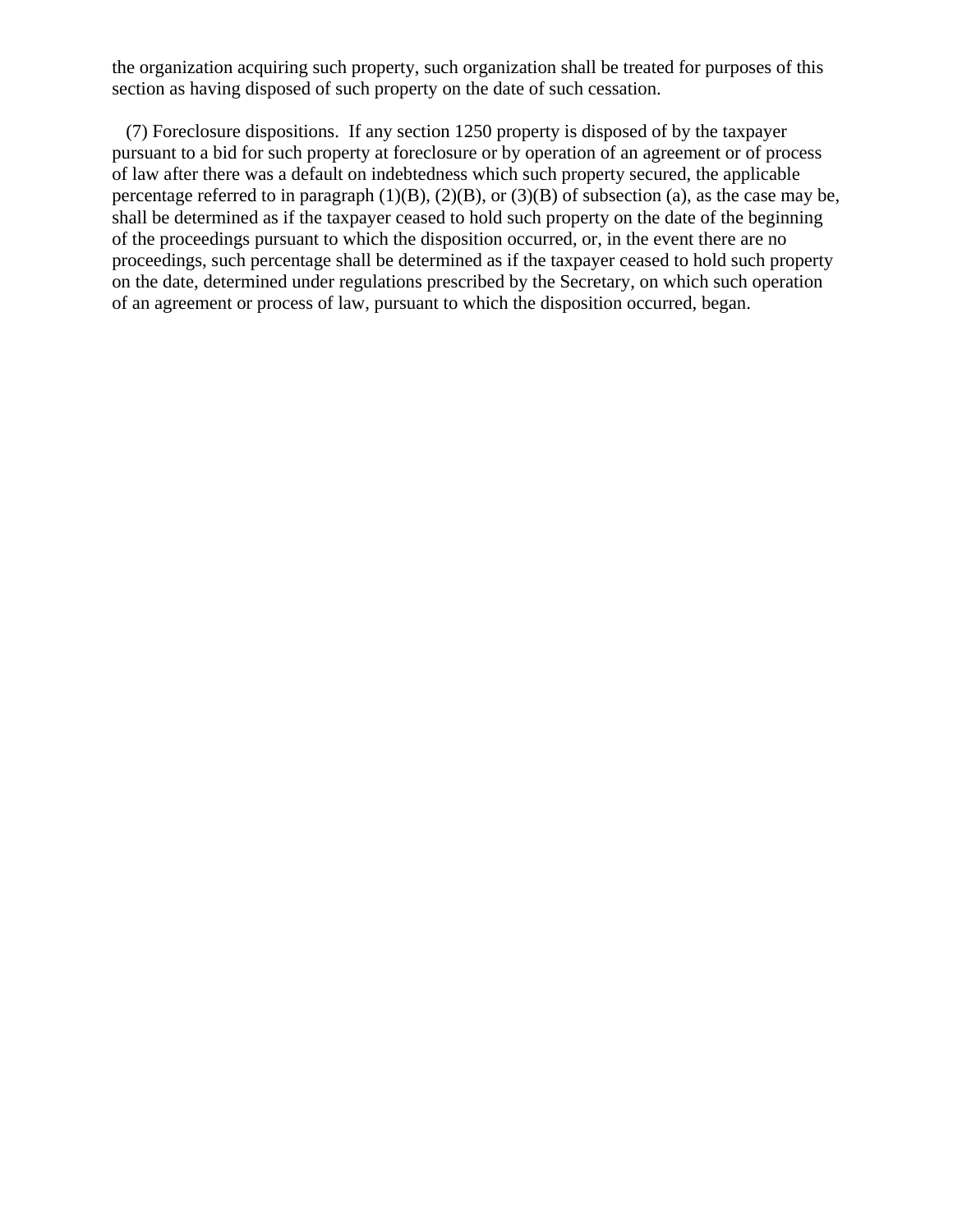the organization acquiring such property, such organization shall be treated for purposes of this section as having disposed of such property on the date of such cessation.

(7) Foreclosure dispositions. If any section 1250 property is disposed of by the taxpayer pursuant to a bid for such property at foreclosure or by operation of an agreement or of process of law after there was a default on indebtedness which such property secured, the applicable percentage referred to in paragraph (1)(B), (2)(B), or (3)(B) of subsection (a), as the case may be, shall be determined as if the taxpayer ceased to hold such property on the date of the beginning of the proceedings pursuant to which the disposition occurred, or, in the event there are no proceedings, such percentage shall be determined as if the taxpayer ceased to hold such property on the date, determined under regulations prescribed by the Secretary, on which such operation of an agreement or process of law, pursuant to which the disposition occurred, began.